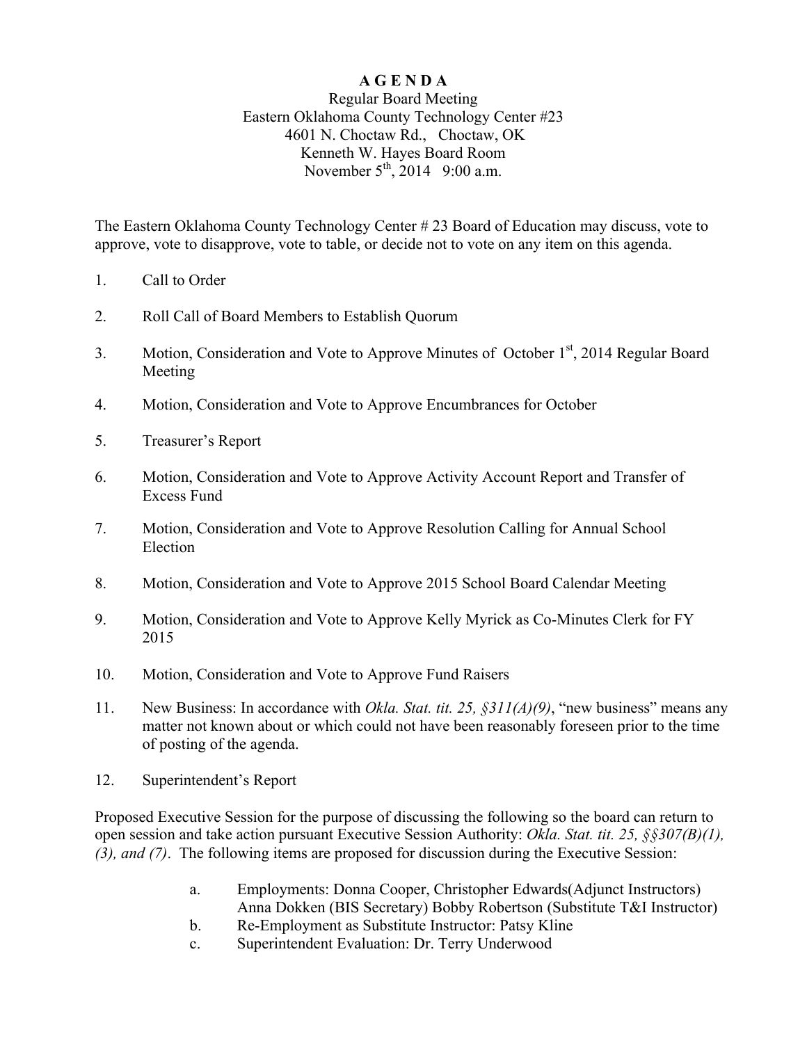# A G E N D A

Regular Board Meeting
Eastern Oklahoma County Technology Center #23
4601 N. Choctaw Rd., Choctaw, OK
Kenneth W. Hayes Board Room
November 5th, 2014 9:00 a.m.

The Eastern Oklahoma County Technology Center # 23 Board of Education may discuss, vote to approve, vote to disapprove, vote to table, or decide not to vote on any item on this agenda.

1. Call to Order
2. Roll Call of Board Members to Establish Quorum
3. Motion, Consideration and Vote to Approve Minutes of October 1st, 2014 Regular Board Meeting
4. Motion, Consideration and Vote to Approve Encumbrances for October
5. Treasurer's Report
6. Motion, Consideration and Vote to Approve Activity Account Report and Transfer of Excess Fund
7. Motion, Consideration and Vote to Approve Resolution Calling for Annual School Election
8. Motion, Consideration and Vote to Approve 2015 School Board Calendar Meeting
9. Motion, Consideration and Vote to Approve Kelly Myrick as Co-Minutes Clerk for FY 2015
10. Motion, Consideration and Vote to Approve Fund Raisers
11. New Business: In accordance with *Okla. Stat. tit. 25, §311(A)(9)*, "new business" means any matter not known about or which could not have been reasonably foreseen prior to the time of posting of the agenda.
12. Superintendent's Report

Proposed Executive Session for the purpose of discussing the following so the board can return to open session and take action pursuant Executive Session Authority: *Okla. Stat. tit. 25, §§307(B)(1), (3), and (7)*. The following items are proposed for discussion during the Executive Session:

a. Employments: Donna Cooper, Christopher Edwards(Adjunct Instructors) Anna Dokken (BIS Secretary) Bobby Robertson (Substitute T&I Instructor)
b. Re-Employment as Substitute Instructor: Patsy Kline
c. Superintendent Evaluation: Dr. Terry Underwood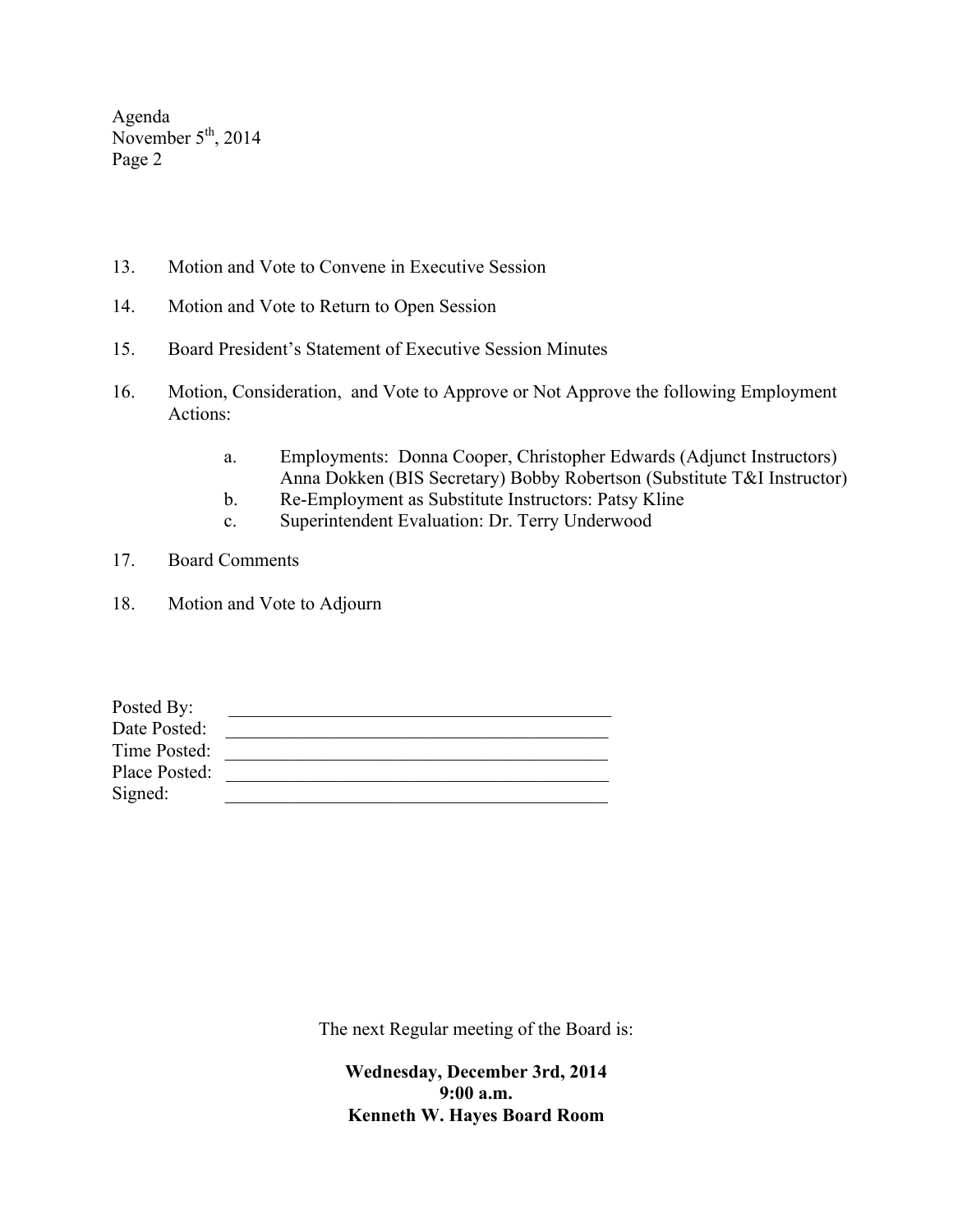13. Motion and Vote to Convene in Executive Session

14. Motion and Vote to Return to Open Session

15. Board President's Statement of Executive Session Minutes

16. Motion, Consideration, and Vote to Approve or Not Approve the following Employment Actions:

    a. Employments: Donna Cooper, Christopher Edwards (Adjunct Instructors) Anna Dokken (BIS Secretary) Bobby Robertson (Substitute T&I Instructor)
    b. Re-Employment as Substitute Instructors: Patsy Kline
    c. Superintendent Evaluation: Dr. Terry Underwood

17. Board Comments

18. Motion and Vote to Adjourn

Posted By: ___________________________________________
Date Posted: ___________________________________________
Time Posted: ___________________________________________
Place Posted: ___________________________________________
Signed: ___________________________________________

The next Regular meeting of the Board is:

**Wednesday, December 3rd, 2014**
**9:00 a.m.**
**Kenneth W. Hayes Board Room**